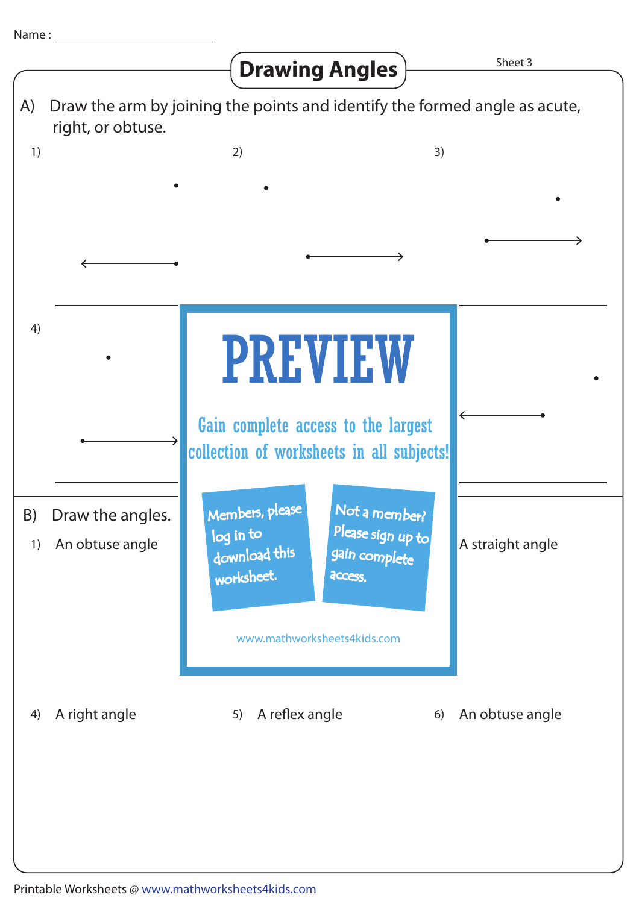Name : ____________________

# Drawing Angles

Sheet 3

A) Draw the arm by joining the points and identify the formed angle as acute, right, or obtuse.

1)

2)

3)

4)

PREVIEW

Gain complete access to the largest collection of worksheets in all subjects!

Members, please log in to download this worksheet.

Not a member? Please sign up to gain complete access.

www.mathworksheets4kids.com

B) Draw the angles.

1) An obtuse angle

A straight angle

4) A right angle

5) A reflex angle

6) An obtuse angle

Printable Worksheets @ www.mathworksheets4kids.com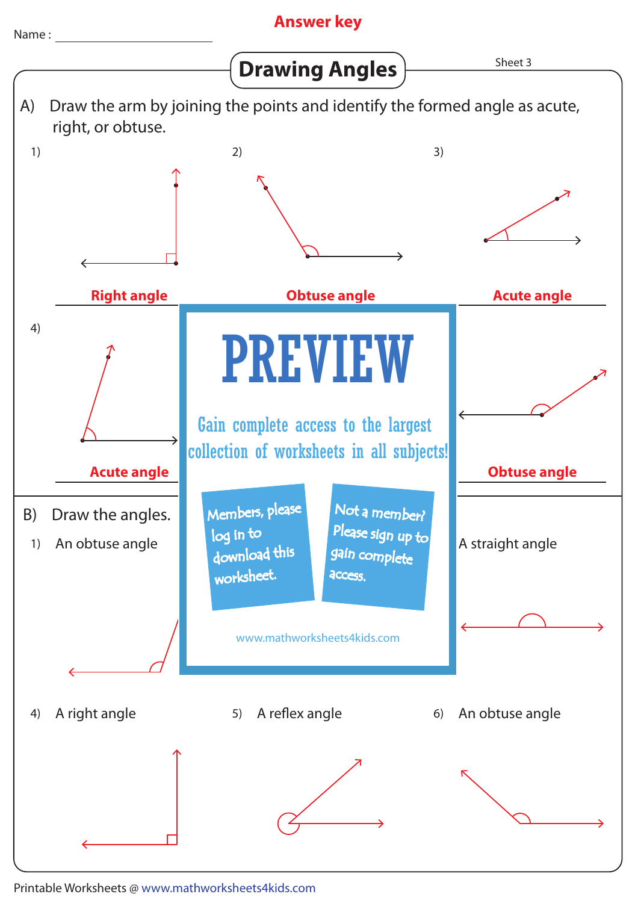**Answer key**

Name : ____________________

# Drawing Angles

Sheet 3

A) Draw the arm by joining the points and identify the formed angle as acute, right, or obtuse.

1) **Right angle**

2) **Obtuse angle**

3) **Acute angle**

4) **Acute angle**

**Obtuse angle**

B) Draw the angles.

1) An obtuse angle

A straight angle

4) A right angle

5) A reflex angle

6) An obtuse angle

PREVIEW

Gain complete access to the largest collection of worksheets in all subjects!

Members, please log in to download this worksheet.

Not a member? Please sign up to gain complete access.

www.mathworksheets4kids.com

Printable Worksheets @ www.mathworksheets4kids.com